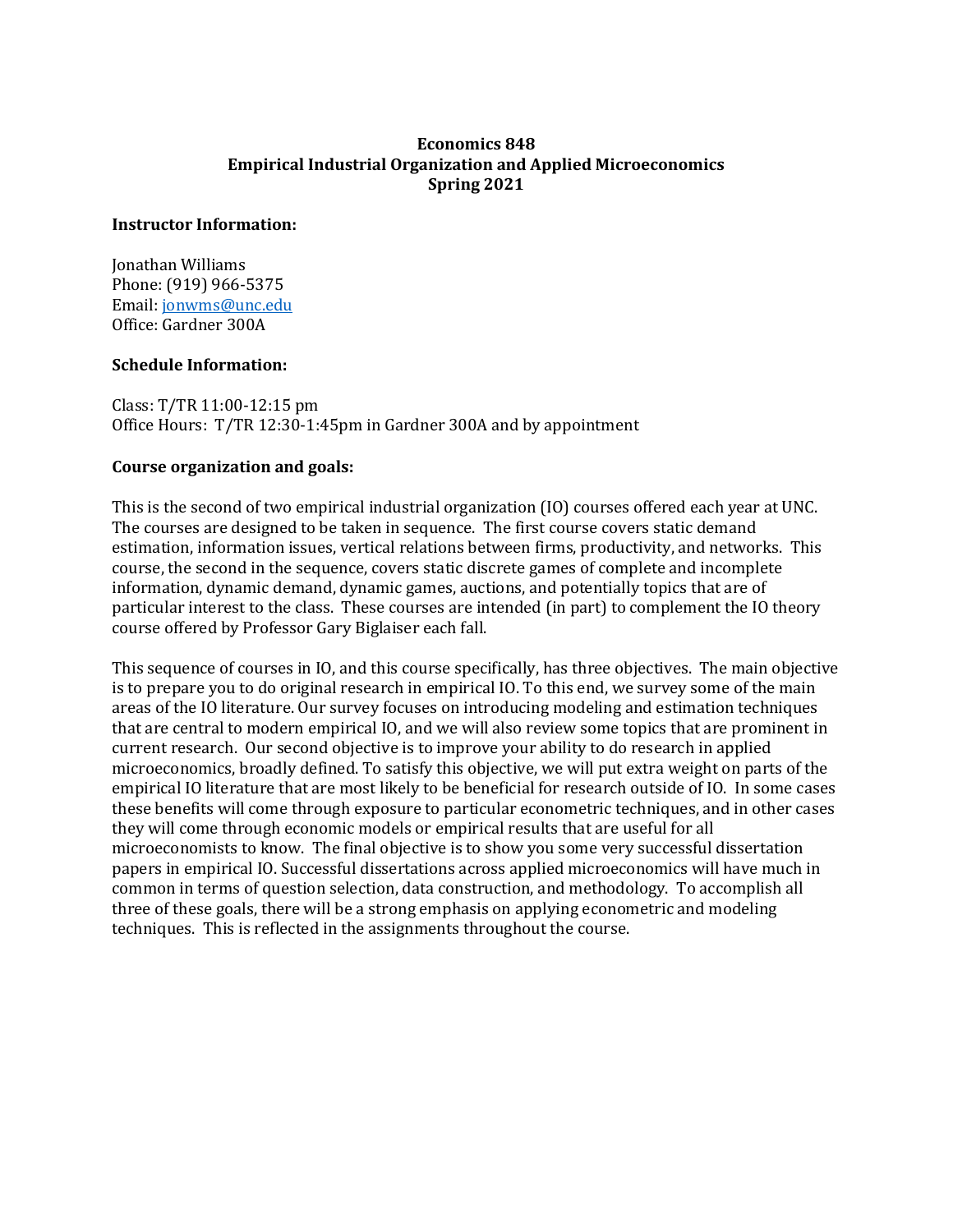# Economics 848
## Empirical Industrial Organization and Applied Microeconomics
### Spring 2021

**Instructor Information:**

Jonathan Williams
Phone: (919) 966-5375
Email: jonwms@unc.edu
Office: Gardner 300A

**Schedule Information:**

Class: T/TR 11:00-12:15 pm
Office Hours: T/TR 12:30-1:45pm in Gardner 300A and by appointment

**Course organization and goals:**

This is the second of two empirical industrial organization (IO) courses offered each year at UNC. The courses are designed to be taken in sequence. The first course covers static demand estimation, information issues, vertical relations between firms, productivity, and networks. This course, the second in the sequence, covers static discrete games of complete and incomplete information, dynamic demand, dynamic games, auctions, and potentially topics that are of particular interest to the class. These courses are intended (in part) to complement the IO theory course offered by Professor Gary Biglaiser each fall.

This sequence of courses in IO, and this course specifically, has three objectives. The main objective is to prepare you to do original research in empirical IO. To this end, we survey some of the main areas of the IO literature. Our survey focuses on introducing modeling and estimation techniques that are central to modern empirical IO, and we will also review some topics that are prominent in current research. Our second objective is to improve your ability to do research in applied microeconomics, broadly defined. To satisfy this objective, we will put extra weight on parts of the empirical IO literature that are most likely to be beneficial for research outside of IO. In some cases these benefits will come through exposure to particular econometric techniques, and in other cases they will come through economic models or empirical results that are useful for all microeconomists to know. The final objective is to show you some very successful dissertation papers in empirical IO. Successful dissertations across applied microeconomics will have much in common in terms of question selection, data construction, and methodology. To accomplish all three of these goals, there will be a strong emphasis on applying econometric and modeling techniques. This is reflected in the assignments throughout the course.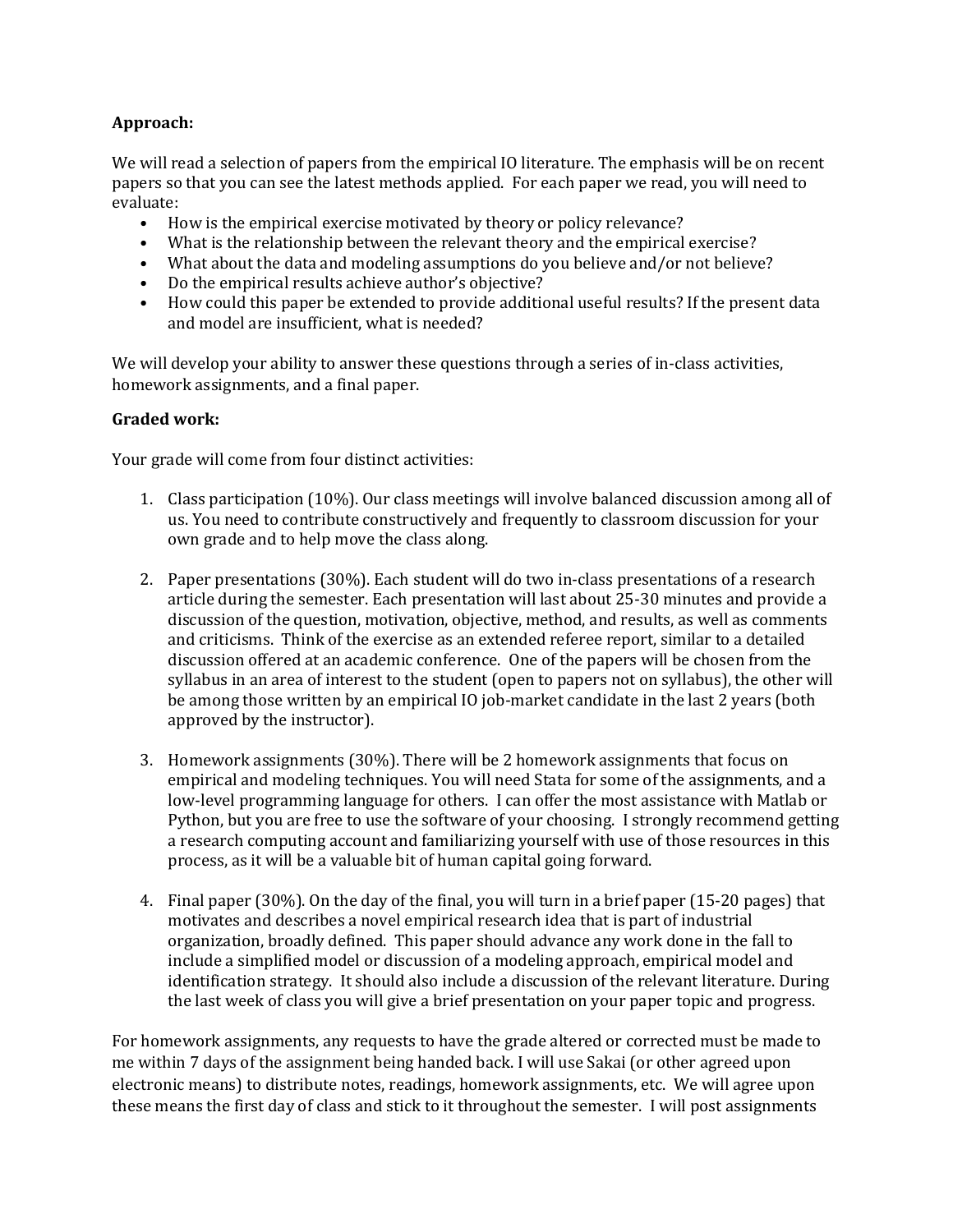**Approach:**

We will read a selection of papers from the empirical IO literature. The emphasis will be on recent papers so that you can see the latest methods applied. For each paper we read, you will need to evaluate:

- How is the empirical exercise motivated by theory or policy relevance?
- What is the relationship between the relevant theory and the empirical exercise?
- What about the data and modeling assumptions do you believe and/or not believe?
- Do the empirical results achieve author's objective?
- How could this paper be extended to provide additional useful results? If the present data and model are insufficient, what is needed?

We will develop your ability to answer these questions through a series of in-class activities, homework assignments, and a final paper.

**Graded work:**

Your grade will come from four distinct activities:

1. Class participation (10%). Our class meetings will involve balanced discussion among all of us. You need to contribute constructively and frequently to classroom discussion for your own grade and to help move the class along.

2. Paper presentations (30%). Each student will do two in-class presentations of a research article during the semester. Each presentation will last about 25-30 minutes and provide a discussion of the question, motivation, objective, method, and results, as well as comments and criticisms. Think of the exercise as an extended referee report, similar to a detailed discussion offered at an academic conference. One of the papers will be chosen from the syllabus in an area of interest to the student (open to papers not on syllabus), the other will be among those written by an empirical IO job-market candidate in the last 2 years (both approved by the instructor).

3. Homework assignments (30%). There will be 2 homework assignments that focus on empirical and modeling techniques. You will need Stata for some of the assignments, and a low-level programming language for others. I can offer the most assistance with Matlab or Python, but you are free to use the software of your choosing. I strongly recommend getting a research computing account and familiarizing yourself with use of those resources in this process, as it will be a valuable bit of human capital going forward.

4. Final paper (30%). On the day of the final, you will turn in a brief paper (15-20 pages) that motivates and describes a novel empirical research idea that is part of industrial organization, broadly defined. This paper should advance any work done in the fall to include a simplified model or discussion of a modeling approach, empirical model and identification strategy. It should also include a discussion of the relevant literature. During the last week of class you will give a brief presentation on your paper topic and progress.

For homework assignments, any requests to have the grade altered or corrected must be made to me within 7 days of the assignment being handed back. I will use Sakai (or other agreed upon electronic means) to distribute notes, readings, homework assignments, etc. We will agree upon these means the first day of class and stick to it throughout the semester. I will post assignments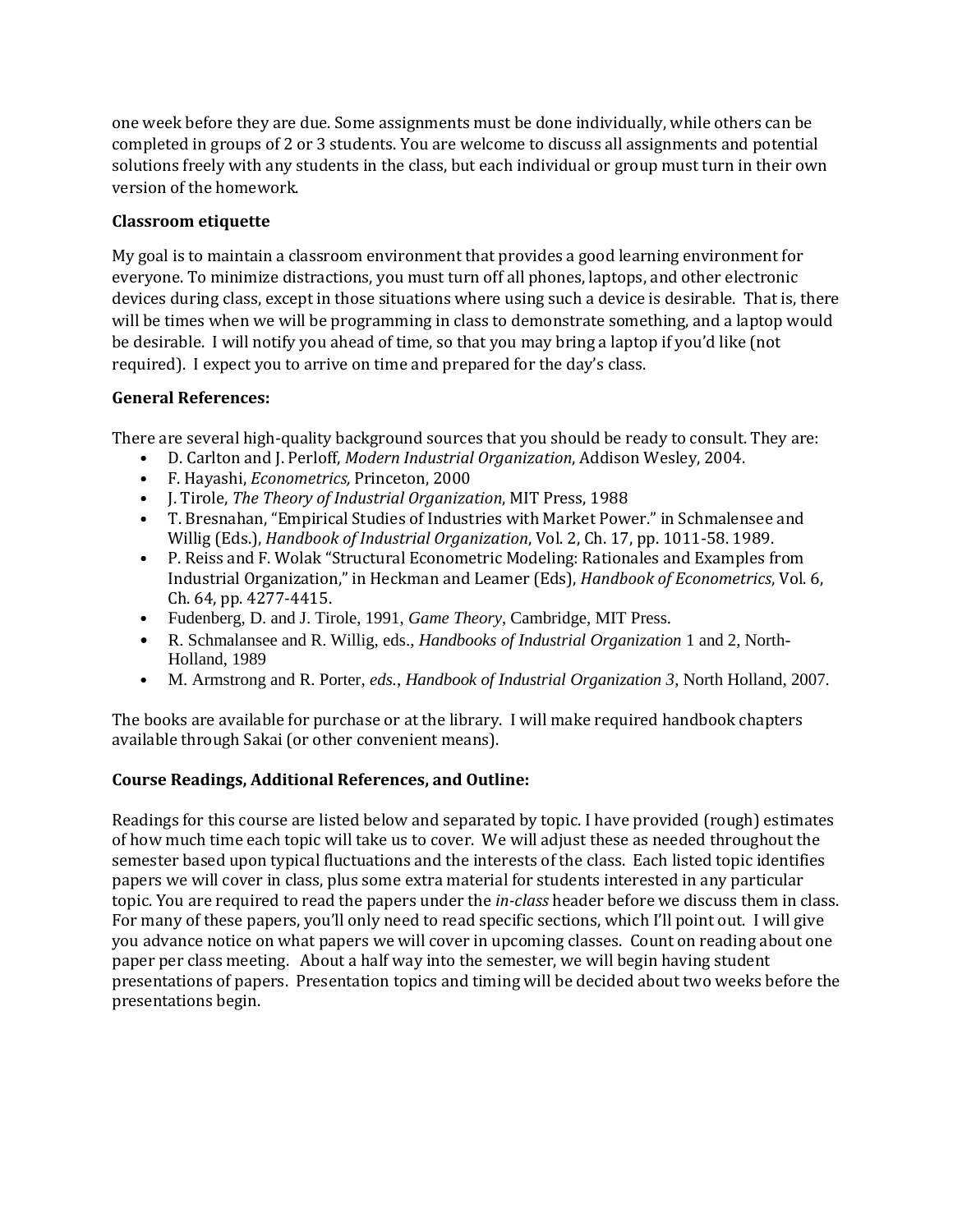one week before they are due. Some assignments must be done individually, while others can be completed in groups of 2 or 3 students. You are welcome to discuss all assignments and potential solutions freely with any students in the class, but each individual or group must turn in their own version of the homework.

**Classroom etiquette**

My goal is to maintain a classroom environment that provides a good learning environment for everyone. To minimize distractions, you must turn off all phones, laptops, and other electronic devices during class, except in those situations where using such a device is desirable. That is, there will be times when we will be programming in class to demonstrate something, and a laptop would be desirable. I will notify you ahead of time, so that you may bring a laptop if you'd like (not required). I expect you to arrive on time and prepared for the day's class.

**General References:**

There are several high-quality background sources that you should be ready to consult. They are:

- D. Carlton and J. Perloff, *Modern Industrial Organization*, Addison Wesley, 2004.
- F. Hayashi, *Econometrics,* Princeton, 2000
- J. Tirole, *The Theory of Industrial Organization*, MIT Press, 1988
- T. Bresnahan, "Empirical Studies of Industries with Market Power." in Schmalensee and Willig (Eds.), *Handbook of Industrial Organization*, Vol. 2, Ch. 17, pp. 1011-58. 1989.
- P. Reiss and F. Wolak "Structural Econometric Modeling: Rationales and Examples from Industrial Organization," in Heckman and Leamer (Eds), *Handbook of Econometrics*, Vol. 6, Ch. 64, pp. 4277-4415.
- Fudenberg, D. and J. Tirole, 1991, *Game Theory*, Cambridge, MIT Press.
- R. Schmalansee and R. Willig, eds., *Handbooks of Industrial Organization* 1 and 2, North-Holland, 1989
- M. Armstrong and R. Porter, *eds.*, *Handbook of Industrial Organization 3*, North Holland, 2007.

The books are available for purchase or at the library. I will make required handbook chapters available through Sakai (or other convenient means).

**Course Readings, Additional References, and Outline:**

Readings for this course are listed below and separated by topic. I have provided (rough) estimates of how much time each topic will take us to cover. We will adjust these as needed throughout the semester based upon typical fluctuations and the interests of the class. Each listed topic identifies papers we will cover in class, plus some extra material for students interested in any particular topic. You are required to read the papers under the *in-class* header before we discuss them in class. For many of these papers, you'll only need to read specific sections, which I'll point out. I will give you advance notice on what papers we will cover in upcoming classes. Count on reading about one paper per class meeting. About a half way into the semester, we will begin having student presentations of papers. Presentation topics and timing will be decided about two weeks before the presentations begin.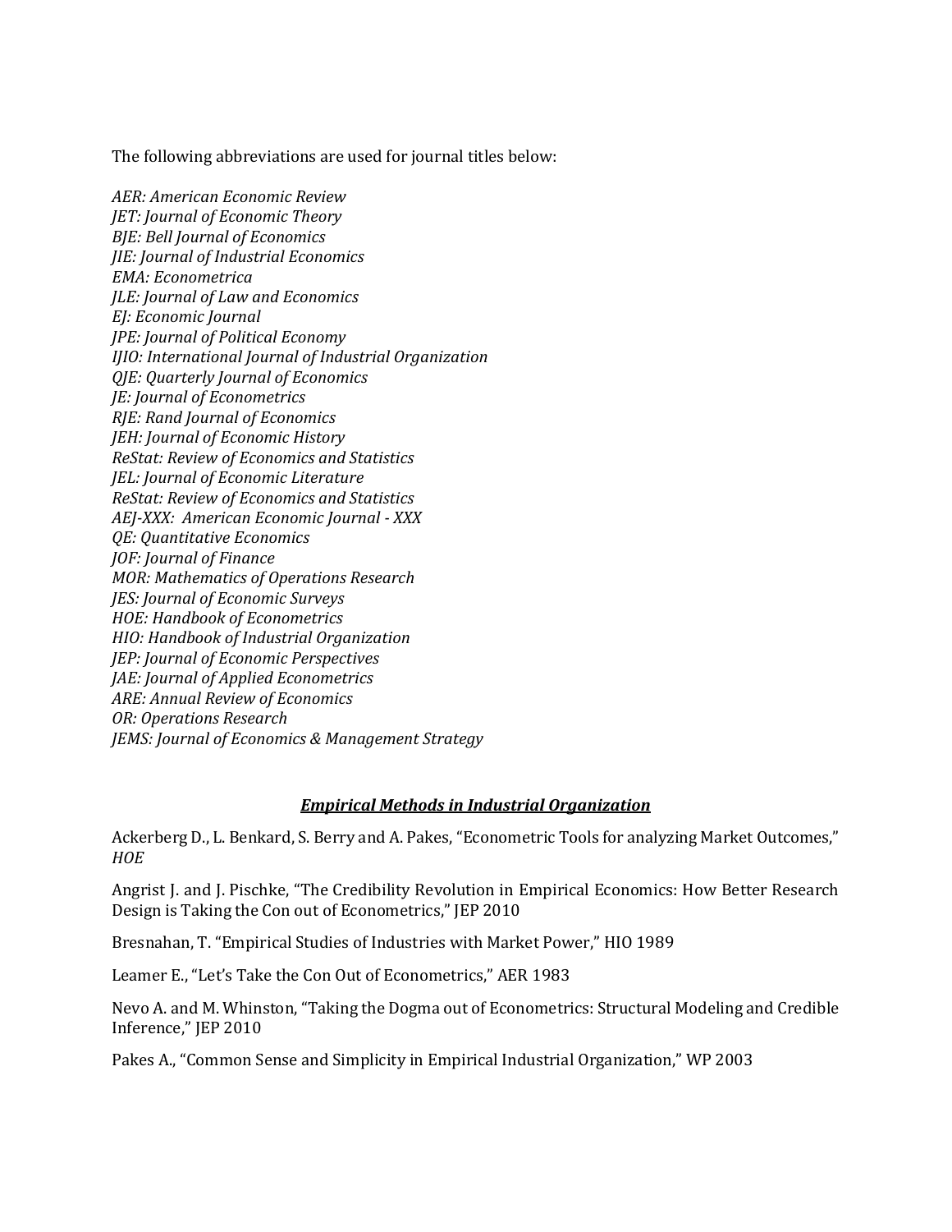The following abbreviations are used for journal titles below:

*AER: American Economic Review*  
*JET: Journal of Economic Theory*  
*BJE: Bell Journal of Economics*  
*JIE: Journal of Industrial Economics*  
*EMA: Econometrica*  
*JLE: Journal of Law and Economics*  
*EJ: Economic Journal*  
*JPE: Journal of Political Economy*  
*IJIO: International Journal of Industrial Organization*  
*QJE: Quarterly Journal of Economics*  
*JE: Journal of Econometrics*  
*RJE: Rand Journal of Economics*  
*JEH: Journal of Economic History*  
*ReStat: Review of Economics and Statistics*  
*JEL: Journal of Economic Literature*  
*ReStat: Review of Economics and Statistics*  
*AEJ-XXX: American Economic Journal - XXX*  
*QE: Quantitative Economics*  
*JOF: Journal of Finance*  
*MOR: Mathematics of Operations Research*  
*JES: Journal of Economic Surveys*  
*HOE: Handbook of Econometrics*  
*HIO: Handbook of Industrial Organization*  
*JEP: Journal of Economic Perspectives*  
*JAE: Journal of Applied Econometrics*  
*ARE: Annual Review of Economics*  
*OR: Operations Research*  
*JEMS: Journal of Economics & Management Strategy*

## ***Empirical Methods in Industrial Organization***

Ackerberg D., L. Benkard, S. Berry and A. Pakes, "Econometric Tools for analyzing Market Outcomes," *HOE*

Angrist J. and J. Pischke, "The Credibility Revolution in Empirical Economics: How Better Research Design is Taking the Con out of Econometrics," JEP 2010

Bresnahan, T. "Empirical Studies of Industries with Market Power," HIO 1989

Leamer E., "Let's Take the Con Out of Econometrics," AER 1983

Nevo A. and M. Whinston, "Taking the Dogma out of Econometrics: Structural Modeling and Credible Inference," JEP 2010

Pakes A., "Common Sense and Simplicity in Empirical Industrial Organization," WP 2003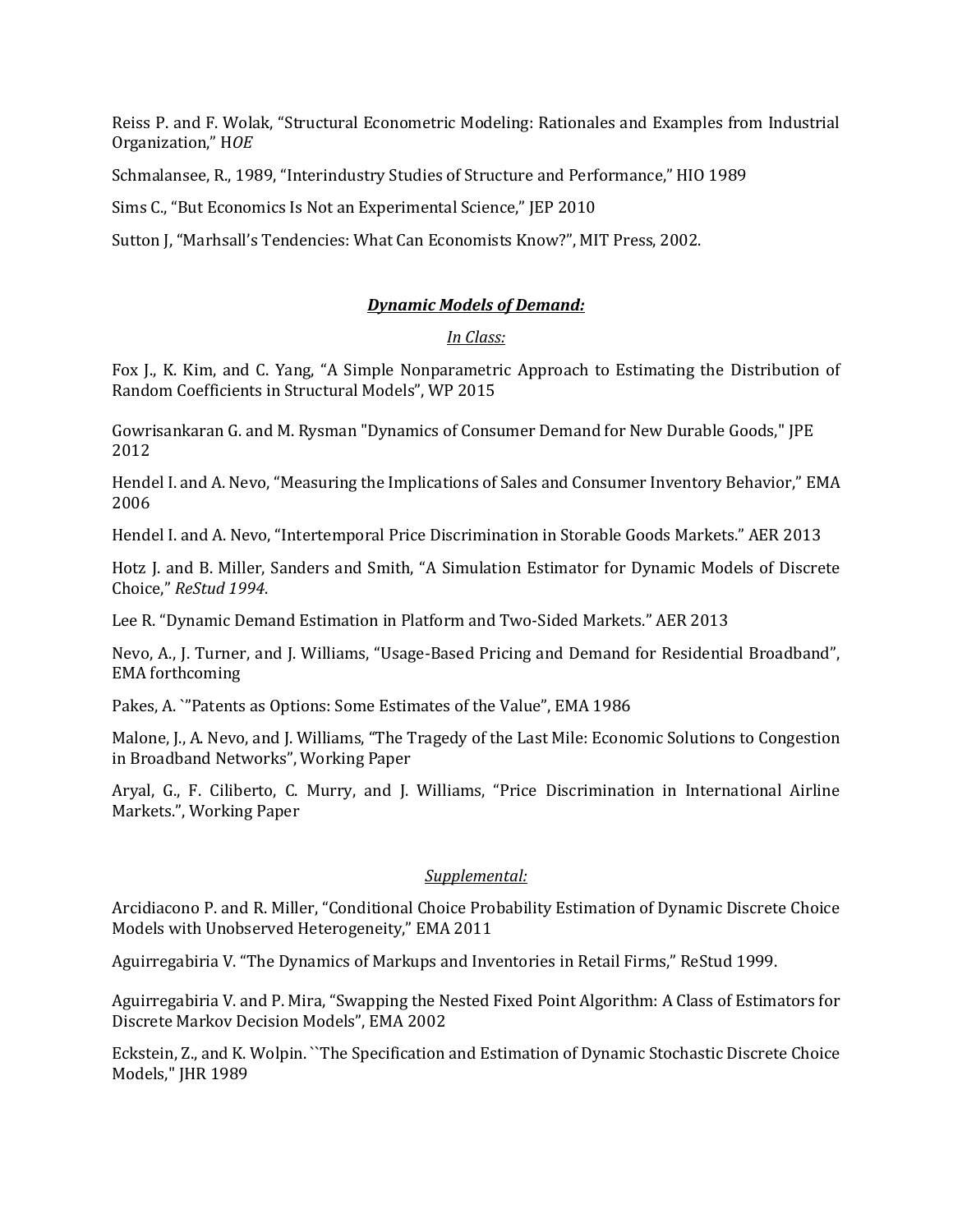Reiss P. and F. Wolak, "Structural Econometric Modeling: Rationales and Examples from Industrial Organization," H*OE*

Schmalansee, R., 1989, "Interindustry Studies of Structure and Performance," HIO 1989

Sims C., "But Economics Is Not an Experimental Science," JEP 2010

Sutton J, "Marhsall's Tendencies: What Can Economists Know?", MIT Press, 2002.

## ***Dynamic Models of Demand:***

*In Class:*

Fox J., K. Kim, and C. Yang, "A Simple Nonparametric Approach to Estimating the Distribution of Random Coefficients in Structural Models", WP 2015

Gowrisankaran G. and M. Rysman "Dynamics of Consumer Demand for New Durable Goods," JPE 2012

Hendel I. and A. Nevo, "Measuring the Implications of Sales and Consumer Inventory Behavior," EMA 2006

Hendel I. and A. Nevo, "Intertemporal Price Discrimination in Storable Goods Markets." AER 2013

Hotz J. and B. Miller, Sanders and Smith, "A Simulation Estimator for Dynamic Models of Discrete Choice," *ReStud 1994*.

Lee R. "Dynamic Demand Estimation in Platform and Two-Sided Markets." AER 2013

Nevo, A., J. Turner, and J. Williams, "Usage-Based Pricing and Demand for Residential Broadband", EMA forthcoming

Pakes, A. `"Patents as Options: Some Estimates of the Value", EMA 1986

Malone, J., A. Nevo, and J. Williams, "The Tragedy of the Last Mile: Economic Solutions to Congestion in Broadband Networks", Working Paper

Aryal, G., F. Ciliberto, C. Murry, and J. Williams, "Price Discrimination in International Airline Markets.", Working Paper

*Supplemental:*

Arcidiacono P. and R. Miller, "Conditional Choice Probability Estimation of Dynamic Discrete Choice Models with Unobserved Heterogeneity," EMA 2011

Aguirregabiria V. "The Dynamics of Markups and Inventories in Retail Firms," ReStud 1999.

Aguirregabiria V. and P. Mira, "Swapping the Nested Fixed Point Algorithm: A Class of Estimators for Discrete Markov Decision Models", EMA 2002

Eckstein, Z., and K. Wolpin. ``The Specification and Estimation of Dynamic Stochastic Discrete Choice Models," JHR 1989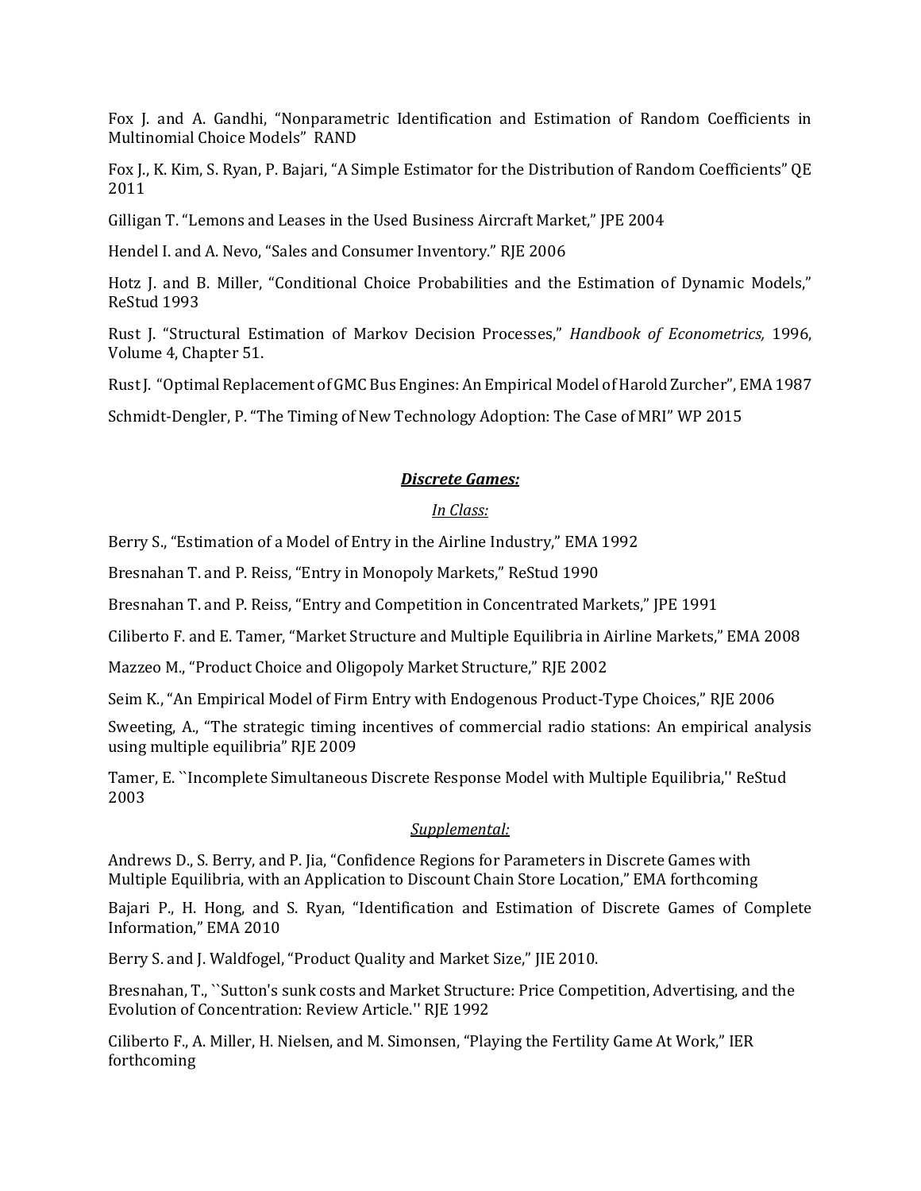Fox J. and A. Gandhi, "Nonparametric Identification and Estimation of Random Coefficients in Multinomial Choice Models" RAND

Fox J., K. Kim, S. Ryan, P. Bajari, "A Simple Estimator for the Distribution of Random Coefficients" QE 2011

Gilligan T. "Lemons and Leases in the Used Business Aircraft Market," JPE 2004

Hendel I. and A. Nevo, "Sales and Consumer Inventory." RJE 2006

Hotz J. and B. Miller, "Conditional Choice Probabilities and the Estimation of Dynamic Models," ReStud 1993

Rust J. "Structural Estimation of Markov Decision Processes," *Handbook of Econometrics,* 1996, Volume 4, Chapter 51.

Rust J. "Optimal Replacement of GMC Bus Engines: An Empirical Model of Harold Zurcher", EMA 1987

Schmidt-Dengler, P. "The Timing of New Technology Adoption: The Case of MRI" WP 2015

## ***Discrete Games:***

### *In Class:*

Berry S., "Estimation of a Model of Entry in the Airline Industry," EMA 1992

Bresnahan T. and P. Reiss, "Entry in Monopoly Markets," ReStud 1990

Bresnahan T. and P. Reiss, "Entry and Competition in Concentrated Markets," JPE 1991

Ciliberto F. and E. Tamer, "Market Structure and Multiple Equilibria in Airline Markets," EMA 2008

Mazzeo M., "Product Choice and Oligopoly Market Structure," RJE 2002

Seim K., "An Empirical Model of Firm Entry with Endogenous Product-Type Choices," RJE 2006

Sweeting, A., "The strategic timing incentives of commercial radio stations: An empirical analysis using multiple equilibria" RJE 2009

Tamer, E. ``Incomplete Simultaneous Discrete Response Model with Multiple Equilibria,'' ReStud 2003

### *Supplemental:*

Andrews D., S. Berry, and P. Jia, "Confidence Regions for Parameters in Discrete Games with Multiple Equilibria, with an Application to Discount Chain Store Location," EMA forthcoming

Bajari P., H. Hong, and S. Ryan, "Identification and Estimation of Discrete Games of Complete Information," EMA 2010

Berry S. and J. Waldfogel, "Product Quality and Market Size," JIE 2010.

Bresnahan, T., ``Sutton's sunk costs and Market Structure: Price Competition, Advertising, and the Evolution of Concentration: Review Article.'' RJE 1992

Ciliberto F., A. Miller, H. Nielsen, and M. Simonsen, "Playing the Fertility Game At Work," IER forthcoming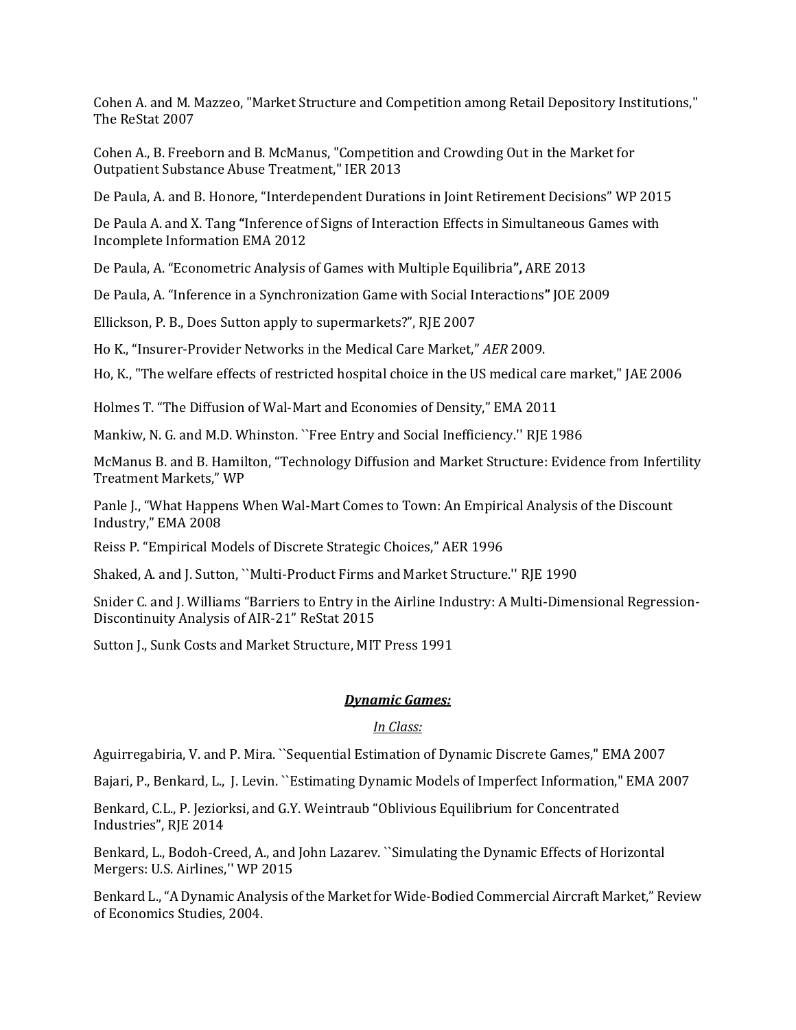Cohen A. and M. Mazzeo, "Market Structure and Competition among Retail Depository Institutions," The ReStat 2007

Cohen A., B. Freeborn and B. McManus, "Competition and Crowding Out in the Market for Outpatient Substance Abuse Treatment," IER 2013

De Paula, A. and B. Honore, "Interdependent Durations in Joint Retirement Decisions" WP 2015

De Paula A. and X. Tang **"**Inference of Signs of Interaction Effects in Simultaneous Games with Incomplete Information EMA 2012

De Paula, A. "Econometric Analysis of Games with Multiple Equilibria**",** ARE 2013

De Paula, A. "Inference in a Synchronization Game with Social Interactions**"** JOE 2009

Ellickson, P. B., Does Sutton apply to supermarkets?", RJE 2007

Ho K., "Insurer-Provider Networks in the Medical Care Market," *AER* 2009.

Ho, K., "The welfare effects of restricted hospital choice in the US medical care market," JAE 2006

Holmes T. "The Diffusion of Wal-Mart and Economies of Density," EMA 2011

Mankiw, N. G. and M.D. Whinston. ``Free Entry and Social Inefficiency.'' RJE 1986

McManus B. and B. Hamilton, "Technology Diffusion and Market Structure: Evidence from Infertility Treatment Markets," WP

Panle J., "What Happens When Wal-Mart Comes to Town: An Empirical Analysis of the Discount Industry," EMA 2008

Reiss P. "Empirical Models of Discrete Strategic Choices," AER 1996

Shaked, A. and J. Sutton, ``Multi-Product Firms and Market Structure.'' RJE 1990

Snider C. and J. Williams "Barriers to Entry in the Airline Industry: A Multi-Dimensional Regression-Discontinuity Analysis of AIR-21" ReStat 2015

Sutton J., Sunk Costs and Market Structure, MIT Press 1991

## ***Dynamic Games:***

*In Class:*

Aguirregabiria, V. and P. Mira. ``Sequential Estimation of Dynamic Discrete Games," EMA 2007

Bajari, P., Benkard, L., J. Levin. ``Estimating Dynamic Models of Imperfect Information," EMA 2007

Benkard, C.L., P. Jeziorksi, and G.Y. Weintraub "Oblivious Equilibrium for Concentrated Industries", RJE 2014

Benkard, L., Bodoh-Creed, A., and John Lazarev. ``Simulating the Dynamic Effects of Horizontal Mergers: U.S. Airlines,'' WP 2015

Benkard L., "A Dynamic Analysis of the Market for Wide-Bodied Commercial Aircraft Market," Review of Economics Studies, 2004.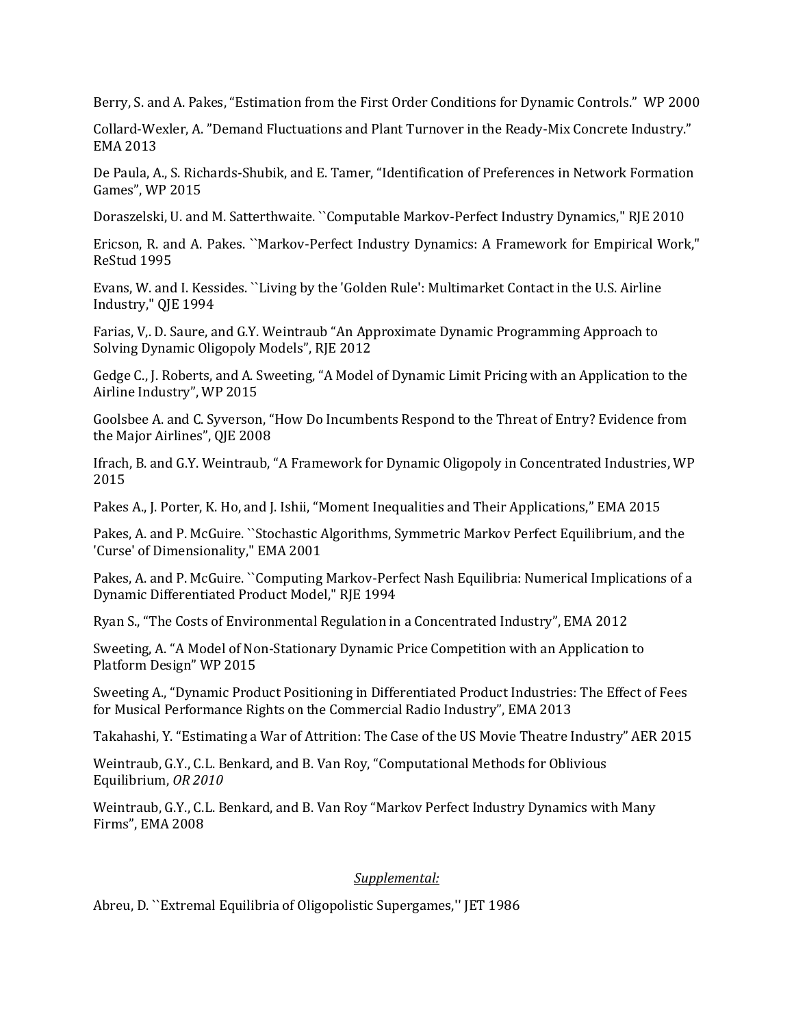Berry, S. and A. Pakes, “Estimation from the First Order Conditions for Dynamic Controls.” WP 2000

Collard-Wexler, A. ”Demand Fluctuations and Plant Turnover in the Ready-Mix Concrete Industry.” EMA 2013

De Paula, A., S. Richards-Shubik, and E. Tamer, “Identification of Preferences in Network Formation Games”, WP 2015

Doraszelski, U. and M. Satterthwaite. ``Computable Markov-Perfect Industry Dynamics," RJE 2010

Ericson, R. and A. Pakes. ``Markov-Perfect Industry Dynamics: A Framework for Empirical Work," ReStud 1995

Evans, W. and I. Kessides. ``Living by the 'Golden Rule': Multimarket Contact in the U.S. Airline Industry," QJE 1994

Farias, V,. D. Saure, and G.Y. Weintraub “An Approximate Dynamic Programming Approach to Solving Dynamic Oligopoly Models”, RJE 2012

Gedge C., J. Roberts, and A. Sweeting, “A Model of Dynamic Limit Pricing with an Application to the Airline Industry”, WP 2015

Goolsbee A. and C. Syverson, “How Do Incumbents Respond to the Threat of Entry? Evidence from the Major Airlines”, QJE 2008

Ifrach, B. and G.Y. Weintraub, “A Framework for Dynamic Oligopoly in Concentrated Industries, WP 2015

Pakes A., J. Porter, K. Ho, and J. Ishii, “Moment Inequalities and Their Applications,” EMA 2015

Pakes, A. and P. McGuire. ``Stochastic Algorithms, Symmetric Markov Perfect Equilibrium, and the 'Curse' of Dimensionality," EMA 2001

Pakes, A. and P. McGuire. ``Computing Markov-Perfect Nash Equilibria: Numerical Implications of a Dynamic Differentiated Product Model," RJE 1994

Ryan S., “The Costs of Environmental Regulation in a Concentrated Industry”, EMA 2012

Sweeting, A. “A Model of Non-Stationary Dynamic Price Competition with an Application to Platform Design” WP 2015

Sweeting A., “Dynamic Product Positioning in Differentiated Product Industries: The Effect of Fees for Musical Performance Rights on the Commercial Radio Industry”, EMA 2013

Takahashi, Y. “Estimating a War of Attrition: The Case of the US Movie Theatre Industry” AER 2015

Weintraub, G.Y., C.L. Benkard, and B. Van Roy, “Computational Methods for Oblivious Equilibrium, *OR 2010*

Weintraub, G.Y., C.L. Benkard, and B. Van Roy “Markov Perfect Industry Dynamics with Many Firms”, EMA 2008

*Supplemental:*

Abreu, D. ``Extremal Equilibria of Oligopolistic Supergames,'' JET 1986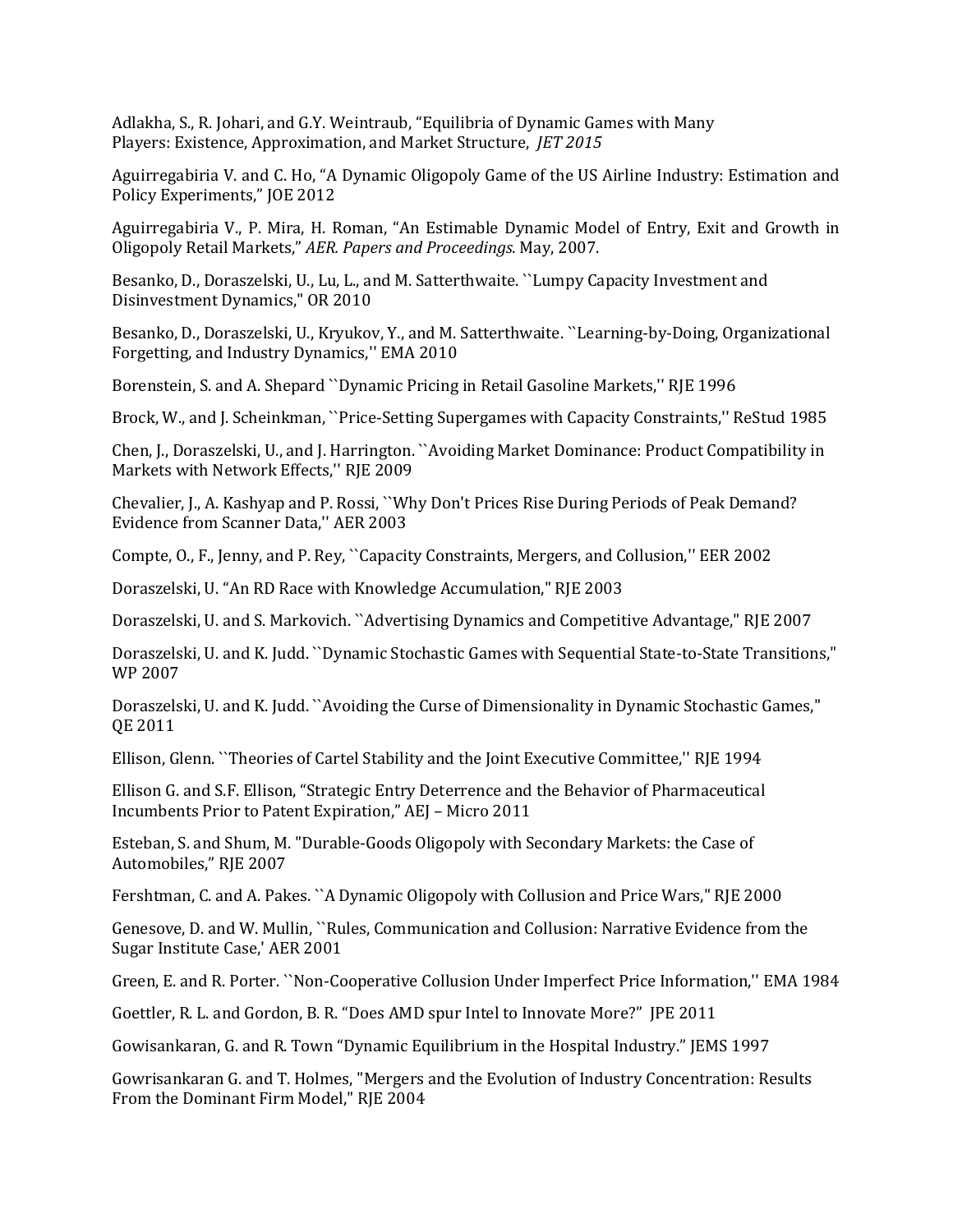Adlakha, S., R. Johari, and G.Y. Weintraub, "Equilibria of Dynamic Games with Many Players: Existence, Approximation, and Market Structure, *JET 2015*

Aguirregabiria V. and C. Ho, "A Dynamic Oligopoly Game of the US Airline Industry: Estimation and Policy Experiments," JOE 2012

Aguirregabiria V., P. Mira, H. Roman, "An Estimable Dynamic Model of Entry, Exit and Growth in Oligopoly Retail Markets," *AER. Papers and Proceedings.* May, 2007.

Besanko, D., Doraszelski, U., Lu, L., and M. Satterthwaite. ``Lumpy Capacity Investment and Disinvestment Dynamics," OR 2010

Besanko, D., Doraszelski, U., Kryukov, Y., and M. Satterthwaite. ``Learning-by-Doing, Organizational Forgetting, and Industry Dynamics,'' EMA 2010

Borenstein, S. and A. Shepard ``Dynamic Pricing in Retail Gasoline Markets,'' RJE 1996

Brock, W., and J. Scheinkman, ``Price-Setting Supergames with Capacity Constraints,'' ReStud 1985

Chen, J., Doraszelski, U., and J. Harrington. ``Avoiding Market Dominance: Product Compatibility in Markets with Network Effects,'' RJE 2009

Chevalier, J., A. Kashyap and P. Rossi, ``Why Don't Prices Rise During Periods of Peak Demand? Evidence from Scanner Data,'' AER 2003

Compte, O., F., Jenny, and P. Rey, ``Capacity Constraints, Mergers, and Collusion,'' EER 2002

Doraszelski, U. "An RD Race with Knowledge Accumulation," RJE 2003

Doraszelski, U. and S. Markovich. ``Advertising Dynamics and Competitive Advantage," RJE 2007

Doraszelski, U. and K. Judd. ``Dynamic Stochastic Games with Sequential State-to-State Transitions," WP 2007

Doraszelski, U. and K. Judd. ``Avoiding the Curse of Dimensionality in Dynamic Stochastic Games," QE 2011

Ellison, Glenn. ``Theories of Cartel Stability and the Joint Executive Committee,'' RJE 1994

Ellison G. and S.F. Ellison, "Strategic Entry Deterrence and the Behavior of Pharmaceutical Incumbents Prior to Patent Expiration," AEJ – Micro 2011

Esteban, S. and Shum, M. "Durable-Goods Oligopoly with Secondary Markets: the Case of Automobiles," RJE 2007

Fershtman, C. and A. Pakes. ``A Dynamic Oligopoly with Collusion and Price Wars," RJE 2000

Genesove, D. and W. Mullin, ``Rules, Communication and Collusion: Narrative Evidence from the Sugar Institute Case,' AER 2001

Green, E. and R. Porter. ``Non-Cooperative Collusion Under Imperfect Price Information,'' EMA 1984

Goettler, R. L. and Gordon, B. R. "Does AMD spur Intel to Innovate More?" JPE 2011

Gowisankaran, G. and R. Town "Dynamic Equilibrium in the Hospital Industry." JEMS 1997

Gowrisankaran G. and T. Holmes, "Mergers and the Evolution of Industry Concentration: Results From the Dominant Firm Model," RJE 2004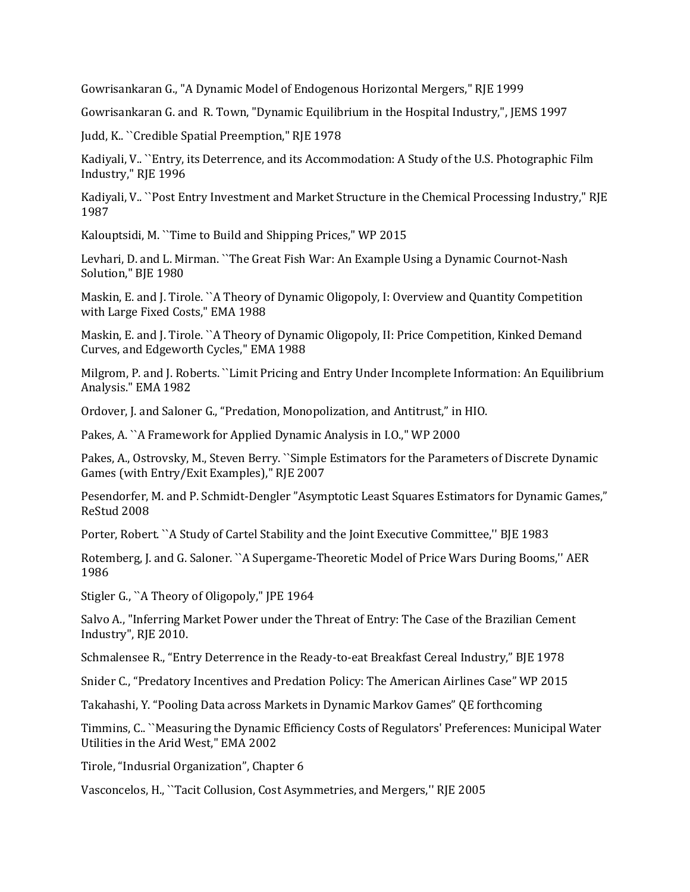Gowrisankaran G., "A Dynamic Model of Endogenous Horizontal Mergers," RJE 1999

Gowrisankaran G. and R. Town, "Dynamic Equilibrium in the Hospital Industry,", JEMS 1997

Judd, K.. ``Credible Spatial Preemption," RJE 1978

Kadiyali, V.. ``Entry, its Deterrence, and its Accommodation: A Study of the U.S. Photographic Film Industry," RJE 1996

Kadiyali, V.. ``Post Entry Investment and Market Structure in the Chemical Processing Industry," RJE 1987

Kalouptsidi, M. ``Time to Build and Shipping Prices," WP 2015

Levhari, D. and L. Mirman. ``The Great Fish War: An Example Using a Dynamic Cournot-Nash Solution," BJE 1980

Maskin, E. and J. Tirole. ``A Theory of Dynamic Oligopoly, I: Overview and Quantity Competition with Large Fixed Costs," EMA 1988

Maskin, E. and J. Tirole. ``A Theory of Dynamic Oligopoly, II: Price Competition, Kinked Demand Curves, and Edgeworth Cycles," EMA 1988

Milgrom, P. and J. Roberts. ``Limit Pricing and Entry Under Incomplete Information: An Equilibrium Analysis." EMA 1982

Ordover, J. and Saloner G., "Predation, Monopolization, and Antitrust," in HIO.

Pakes, A. ``A Framework for Applied Dynamic Analysis in I.O.," WP 2000

Pakes, A., Ostrovsky, M., Steven Berry. ``Simple Estimators for the Parameters of Discrete Dynamic Games (with Entry/Exit Examples)," RJE 2007

Pesendorfer, M. and P. Schmidt-Dengler "Asymptotic Least Squares Estimators for Dynamic Games," ReStud 2008

Porter, Robert. ``A Study of Cartel Stability and the Joint Executive Committee,'' BJE 1983

Rotemberg, J. and G. Saloner. ``A Supergame-Theoretic Model of Price Wars During Booms,'' AER 1986

Stigler G., ``A Theory of Oligopoly," JPE 1964

Salvo A., "Inferring Market Power under the Threat of Entry: The Case of the Brazilian Cement Industry", RJE 2010.

Schmalensee R., "Entry Deterrence in the Ready-to-eat Breakfast Cereal Industry," BJE 1978

Snider C., "Predatory Incentives and Predation Policy: The American Airlines Case" WP 2015

Takahashi, Y. "Pooling Data across Markets in Dynamic Markov Games" QE forthcoming

Timmins, C.. ``Measuring the Dynamic Efficiency Costs of Regulators' Preferences: Municipal Water Utilities in the Arid West," EMA 2002

Tirole, "Indusrial Organization", Chapter 6

Vasconcelos, H., ``Tacit Collusion, Cost Asymmetries, and Mergers,'' RJE 2005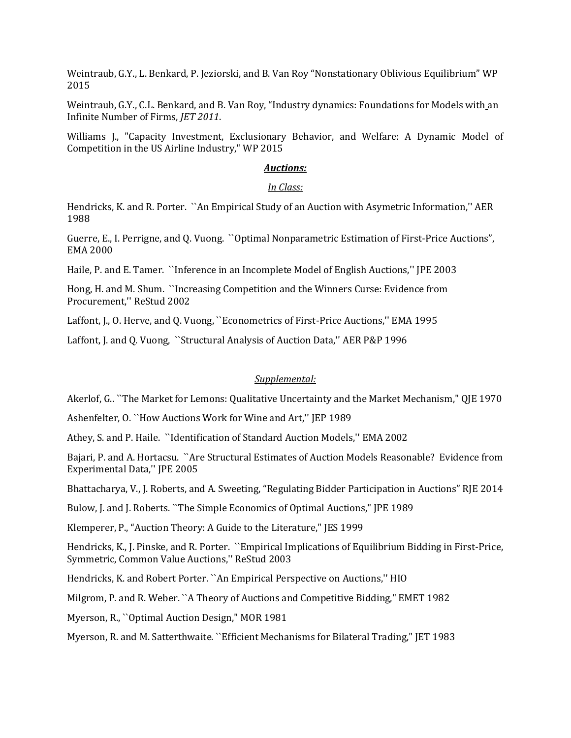Weintraub, G.Y., L. Benkard, P. Jeziorski, and B. Van Roy "Nonstationary Oblivious Equilibrium" WP 2015

Weintraub, G.Y., C.L. Benkard, and B. Van Roy, "Industry dynamics: Foundations for Models with an Infinite Number of Firms, *JET 2011*.

Williams J., "Capacity Investment, Exclusionary Behavior, and Welfare: A Dynamic Model of Competition in the US Airline Industry," WP 2015

***Auctions:***

*In Class:*

Hendricks, K. and R. Porter. ``An Empirical Study of an Auction with Asymetric Information,'' AER 1988

Guerre, E., I. Perrigne, and Q. Vuong. ``Optimal Nonparametric Estimation of First-Price Auctions", EMA 2000

Haile, P. and E. Tamer. ``Inference in an Incomplete Model of English Auctions,'' JPE 2003

Hong, H. and M. Shum. ``Increasing Competition and the Winners Curse: Evidence from Procurement,'' ReStud 2002

Laffont, J., O. Herve, and Q. Vuong, ``Econometrics of First-Price Auctions,'' EMA 1995

Laffont, J. and Q. Vuong, ``Structural Analysis of Auction Data,'' AER P&P 1996

*Supplemental:*

Akerlof, G.. ``The Market for Lemons: Qualitative Uncertainty and the Market Mechanism," QJE 1970

Ashenfelter, O. ``How Auctions Work for Wine and Art,'' JEP 1989

Athey, S. and P. Haile. ``Identification of Standard Auction Models,'' EMA 2002

Bajari, P. and A. Hortacsu. ``Are Structural Estimates of Auction Models Reasonable? Evidence from Experimental Data,'' JPE 2005

Bhattacharya, V., J. Roberts, and A. Sweeting, "Regulating Bidder Participation in Auctions" RJE 2014

Bulow, J. and J. Roberts. ``The Simple Economics of Optimal Auctions," JPE 1989

Klemperer, P., "Auction Theory: A Guide to the Literature," JES 1999

Hendricks, K., J. Pinske, and R. Porter. ``Empirical Implications of Equilibrium Bidding in First-Price, Symmetric, Common Value Auctions,'' ReStud 2003

Hendricks, K. and Robert Porter. ``An Empirical Perspective on Auctions,'' HIO

Milgrom, P. and R. Weber. ``A Theory of Auctions and Competitive Bidding," EMET 1982

Myerson, R., ``Optimal Auction Design," MOR 1981

Myerson, R. and M. Satterthwaite. ``Efficient Mechanisms for Bilateral Trading," JET 1983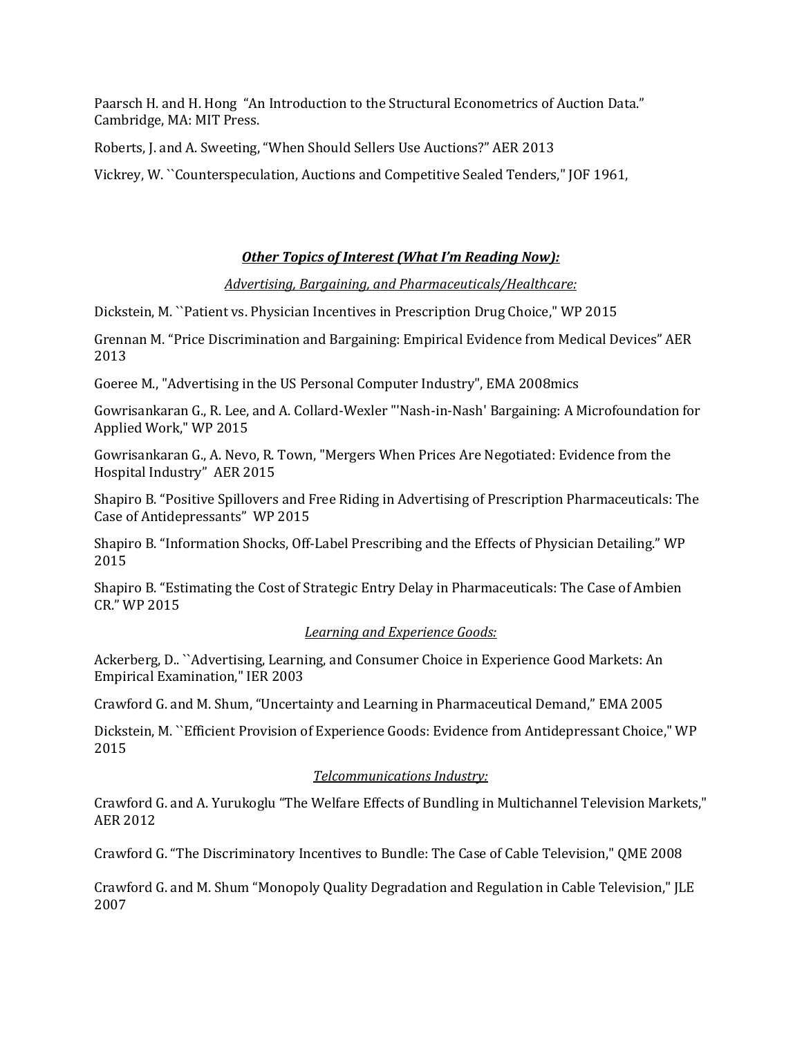Paarsch H. and H. Hong "An Introduction to the Structural Econometrics of Auction Data." Cambridge, MA: MIT Press.

Roberts, J. and A. Sweeting, "When Should Sellers Use Auctions?" AER 2013

Vickrey, W. ``Counterspeculation, Auctions and Competitive Sealed Tenders," JOF 1961,

### ***Other Topics of Interest (What I'm Reading Now):***

*Advertising, Bargaining, and Pharmaceuticals/Healthcare:*

Dickstein, M. ``Patient vs. Physician Incentives in Prescription Drug Choice," WP 2015

Grennan M. "Price Discrimination and Bargaining: Empirical Evidence from Medical Devices" AER 2013

Goeree M., "Advertising in the US Personal Computer Industry", EMA 2008mics

Gowrisankaran G., R. Lee, and A. Collard-Wexler "'Nash-in-Nash' Bargaining: A Microfoundation for Applied Work," WP 2015

Gowrisankaran G., A. Nevo, R. Town, "Mergers When Prices Are Negotiated: Evidence from the Hospital Industry" AER 2015

Shapiro B. "Positive Spillovers and Free Riding in Advertising of Prescription Pharmaceuticals: The Case of Antidepressants" WP 2015

Shapiro B. "Information Shocks, Off-Label Prescribing and the Effects of Physician Detailing." WP 2015

Shapiro B. "Estimating the Cost of Strategic Entry Delay in Pharmaceuticals: The Case of Ambien CR." WP 2015

*Learning and Experience Goods:*

Ackerberg, D.. ``Advertising, Learning, and Consumer Choice in Experience Good Markets: An Empirical Examination," IER 2003

Crawford G. and M. Shum, "Uncertainty and Learning in Pharmaceutical Demand," EMA 2005

Dickstein, M. ``Efficient Provision of Experience Goods: Evidence from Antidepressant Choice," WP 2015

*Telcommunications Industry:*

Crawford G. and A. Yurukoglu "The Welfare Effects of Bundling in Multichannel Television Markets," AER 2012

Crawford G. "The Discriminatory Incentives to Bundle: The Case of Cable Television," QME 2008

Crawford G. and M. Shum "Monopoly Quality Degradation and Regulation in Cable Television," JLE 2007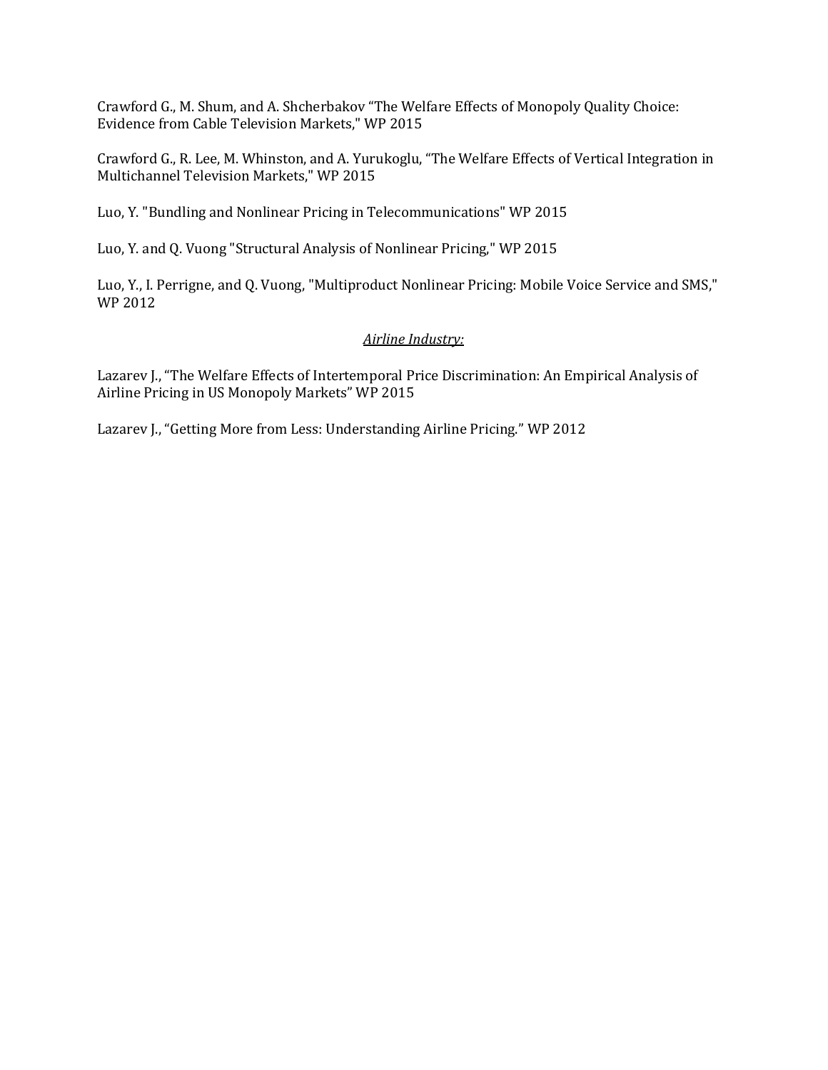Crawford G., M. Shum, and A. Shcherbakov “The Welfare Effects of Monopoly Quality Choice: Evidence from Cable Television Markets," WP 2015

Crawford G., R. Lee, M. Whinston, and A. Yurukoglu, “The Welfare Effects of Vertical Integration in Multichannel Television Markets," WP 2015

Luo, Y. "Bundling and Nonlinear Pricing in Telecommunications" WP 2015

Luo, Y. and Q. Vuong "Structural Analysis of Nonlinear Pricing," WP 2015

Luo, Y., I. Perrigne, and Q. Vuong, "Multiproduct Nonlinear Pricing: Mobile Voice Service and SMS," WP 2012

*Airline Industry:*

Lazarev J., “The Welfare Effects of Intertemporal Price Discrimination: An Empirical Analysis of Airline Pricing in US Monopoly Markets” WP 2015

Lazarev J., “Getting More from Less: Understanding Airline Pricing.” WP 2012